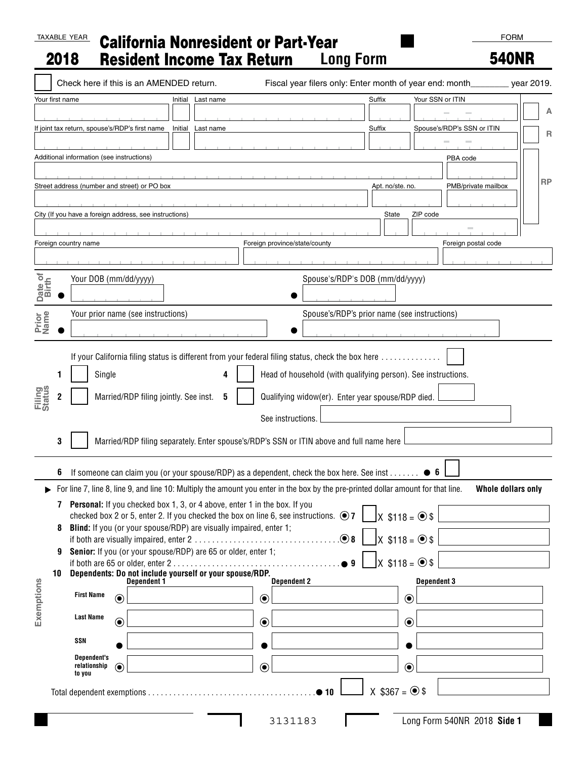TAXABLE YEAR

# 2018 California Nonresident or Part-Year Resident Income Tax Return Long Form

FORM

**540NR**

☐ Check here if this is an AMENDED return.

Fiscal year filers only: Enter month of year end: month________ year 2019.

| Your first name | Initial | Last name | Suffix | Your SSN or ITIN |
|---|---|---|---|---|
| | | | | |

A

| If joint tax return, spouse's/RDP's first name | Initial | Last name | Suffix | Spouse's/RDP's SSN or ITIN |
|---|---|---|---|---|
| | | | | |

R

| Additional information (see instructions) | PBA code |
|---|---|
| | |

RP

| Street address (number and street) or PO box | Apt. no/ste. no. | PMB/private mailbox |
|---|---|---|
| | | |

| City (If you have a foreign address, see instructions) | State | ZIP code |
|---|---|---|
| | | |

| Foreign country name | Foreign province/state/county | Foreign postal code |
|---|---|---|
| | | |

**Date of Birth**

● Your DOB (mm/dd/yyyy)

● Spouse's/RDP's DOB (mm/dd/yyyy)

**Prior Name**

● Your prior name (see instructions)

● Spouse's/RDP's prior name (see instructions)

**Filing Status**

If your California filing status is different from your federal filing status, check the box here .............. ☐

1 ☐ Single

2 ☐ Married/RDP filing jointly. See inst.

3 ☐ Married/RDP filing separately. Enter spouse's/RDP's SSN or ITIN above and full name here ________

4 ☐ Head of household (with qualifying person). See instructions.

5 ☐ Qualifying widow(er). Enter year spouse/RDP died. ________ See instructions. ________

6 If someone can claim you (or your spouse/RDP) as a dependent, check the box here. See inst ....... ● 6 ☐

**Exemptions**

▶ For line 7, line 8, line 9, and line 10: Multiply the amount you enter in the box by the pre-printed dollar amount for that line. **Whole dollars only**

7 **Personal:** If you checked box 1, 3, or 4 above, enter 1 in the box. If you checked box 2 or 5, enter 2. If you checked the box on line 6, see instructions. ◉ 7 ☐ X $118 = ◉ $ ________

8 **Blind:** If you (or your spouse/RDP) are visually impaired, enter 1; if both are visually impaired, enter 2 .................................. ◉ 8 ☐ X $118 = ◉ $ ________

9 **Senior:** If you (or your spouse/RDP) are 65 or older, enter 1; if both are 65 or older, enter 2 ....................................... ● 9 ☐ X $118 = ◉ $ ________

10 **Dependents: Do not include yourself or your spouse/RDP.**

| | Dependent 1 | Dependent 2 | Dependent 3 |
|---|---|---|---|
| **First Name** | ◉ | ◉ | ◉ |
| **Last Name** | ◉ | ◉ | ◉ |
| **SSN** | ● | ● | ● |
| **Dependent's relationship to you** | ◉ | ◉ | ◉ |

Total dependent exemptions ....................................... ● 10 ☐ X $367 = ◉ $ ________

3131183

Long Form 540NR 2018 **Side 1**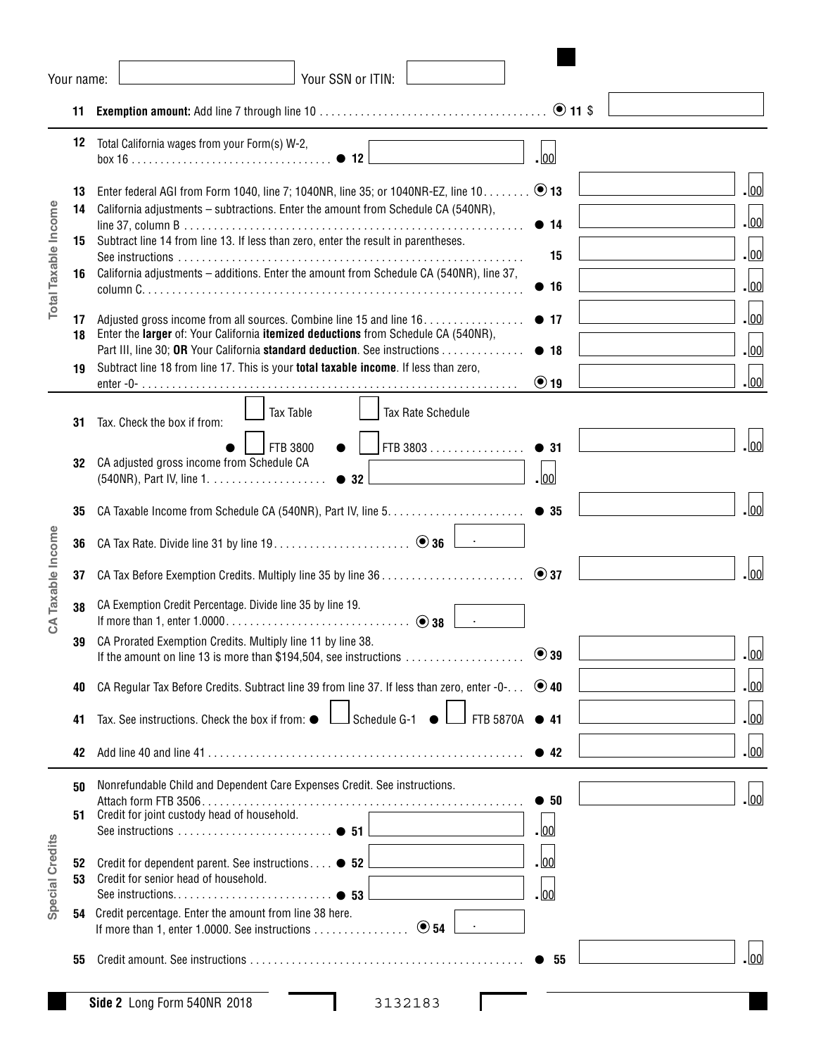Your name: ______________ Your SSN or ITIN: ______________

**11** **Exemption amount:** Add line 7 through line 10 . . . . . . . . . . . . . . . . . . . . . . . . . . . . . . . . . . . . . . 11 $ ______________

## Total Taxable Income

| Line | Description | | Amount |
|---|---|---|---|
| 12 | Total California wages from your Form(s) W-2, box 16 . . . . . . . . . . . . . . . . . . . . . . . . . . . . . . . . . . 12 ______ .00 | | |
| 13 | Enter federal AGI from Form 1040, line 7; 1040NR, line 35; or 1040NR-EZ, line 10 . . . . . . . . | 13 | .00 |
| 14 | California adjustments – subtractions. Enter the amount from Schedule CA (540NR), line 37, column B . . . . . . . . . . . . . . . . . . . . . . . . . . . . . . . . . . . . . . . . . . . . . . . . . . . . . . . | 14 | .00 |
| 15 | Subtract line 14 from line 13. If less than zero, enter the result in parentheses. See instructions . . . . . . . . . . . . . . . . . . . . . . . . . . . . . . . . . . . . . . . . . . . . . . . . . . . . . . . | 15 | .00 |
| 16 | California adjustments – additions. Enter the amount from Schedule CA (540NR), line 37, column C. . . . . . . . . . . . . . . . . . . . . . . . . . . . . . . . . . . . . . . . . . . . . . . . . . . . . . . . . . . . . | 16 | .00 |
| 17 | Adjusted gross income from all sources. Combine line 15 and line 16. . . . . . . . . . . . . . . . | 17 | .00 |
| 18 | Enter the **larger** of: Your California **itemized deductions** from Schedule CA (540NR), Part III, line 30; **OR** Your California **standard deduction**. See instructions . . . . . . . . . . . . . | 18 | .00 |
| 19 | Subtract line 18 from line 17. This is your **total taxable income**. If less than zero, enter -0- . . . . . . . . . . . . . . . . . . . . . . . . . . . . . . . . . . . . . . . . . . . . . . . . . . . . . . . . . . . . . . | 19 | .00 |

## CA Taxable Income

| Line | Description | | Amount |
|---|---|---|---|
| 31 | Tax. Check the box if from: ☐ Tax Table ☐ Tax Rate Schedule ☐ FTB 3800 ☐ FTB 3803 . . . . . . . . . . . . . . . . | 31 | .00 |
| 32 | CA adjusted gross income from Schedule CA (540NR), Part IV, line 1. . . . . . . . . . . . . . . . . . . 32 ______ .00 | | |
| 35 | CA Taxable Income from Schedule CA (540NR), Part IV, line 5. . . . . . . . . . . . . . . . . . . . . . . | 35 | .00 |
| 36 | CA Tax Rate. Divide line 31 by line 19. . . . . . . . . . . . . . . . . . . . . . . 36 ______ . | | |
| 37 | CA Tax Before Exemption Credits. Multiply line 35 by line 36 . . . . . . . . . . . . . . . . . . . . . . . | 37 | .00 |
| 38 | CA Exemption Credit Percentage. Divide line 35 by line 19. If more than 1, enter 1.0000. . . . . . . . . . . . . . . . . . . . . . . . . . . . . . 38 ______ . | | |
| 39 | CA Prorated Exemption Credits. Multiply line 11 by line 38. If the amount on line 13 is more than $194,504, see instructions . . . . . . . . . . . . . . . . . . . | 39 | .00 |
| 40 | CA Regular Tax Before Credits. Subtract line 39 from line 37. If less than zero, enter -0-. . . | 40 | .00 |
| 41 | Tax. See instructions. Check the box if from: ☐ Schedule G-1 ☐ FTB 5870A | 41 | .00 |
| 42 | Add line 40 and line 41 . . . . . . . . . . . . . . . . . . . . . . . . . . . . . . . . . . . . . . . . . . . . . . . . . . . . | 42 | .00 |

## Special Credits

| Line | Description | | Amount |
|---|---|---|---|
| 50 | Nonrefundable Child and Dependent Care Expenses Credit. See instructions. Attach form FTB 3506. . . . . . . . . . . . . . . . . . . . . . . . . . . . . . . . . . . . . . . . . . . . . . . . . . . . . | 50 | .00 |
| 51 | Credit for joint custody head of household. See instructions . . . . . . . . . . . . . . . . . . . . . . . . . 51 ______ .00 | | |
| 52 | Credit for dependent parent. See instructions. . . . 52 ______ .00 | | |
| 53 | Credit for senior head of household. See instructions. . . . . . . . . . . . . . . . . . . . . . . . . . 53 ______ .00 | | |
| 54 | Credit percentage. Enter the amount from line 38 here. If more than 1, enter 1.0000. See instructions . . . . . . . . . . . . . . . 54 ______ . | | |
| 55 | Credit amount. See instructions . . . . . . . . . . . . . . . . . . . . . . . . . . . . . . . . . . . . . . . . . . . . . | 55 | .00 |

**Side 2** Long Form 540NR 2018 3132183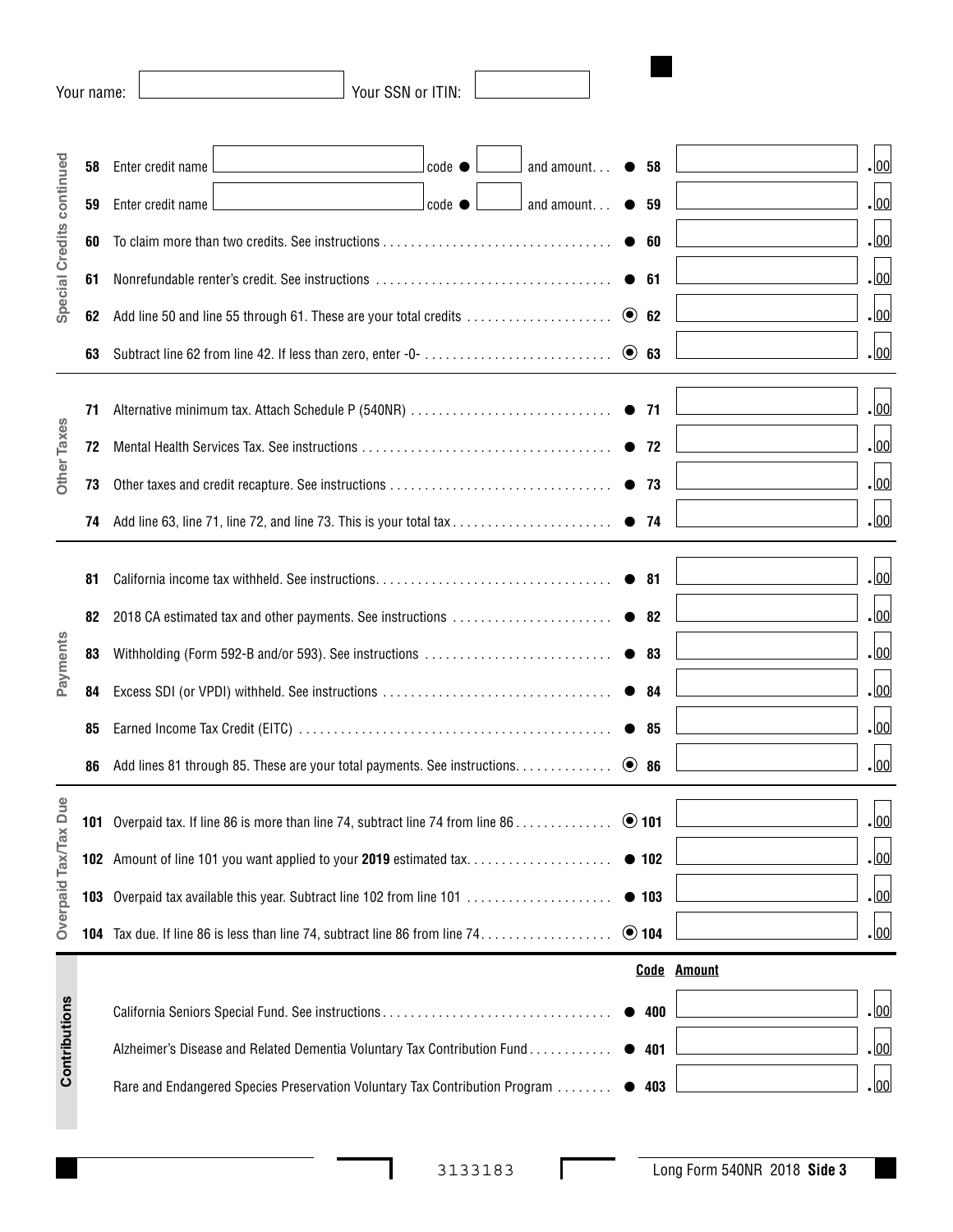Your name: Your SSN or ITIN:

## Special Credits continued

| Line | Description | | Amount |
|---|---|---|---|
| 58 | Enter credit name ______ code ● ____ and amount | ● 58 | .00 |
| 59 | Enter credit name ______ code ● ____ and amount | ● 59 | .00 |
| 60 | To claim more than two credits. See instructions | ● 60 | .00 |
| 61 | Nonrefundable renter's credit. See instructions | ● 61 | .00 |
| 62 | Add line 50 and line 55 through 61. These are your total credits | ◉ 62 | .00 |
| 63 | Subtract line 62 from line 42. If less than zero, enter -0- | ◉ 63 | .00 |

## Other Taxes

| Line | Description | | Amount |
|---|---|---|---|
| 71 | Alternative minimum tax. Attach Schedule P (540NR) | ● 71 | .00 |
| 72 | Mental Health Services Tax. See instructions | ● 72 | .00 |
| 73 | Other taxes and credit recapture. See instructions | ● 73 | .00 |
| 74 | Add line 63, line 71, line 72, and line 73. This is your total tax | ● 74 | .00 |

## Payments

| Line | Description | | Amount |
|---|---|---|---|
| 81 | California income tax withheld. See instructions | ● 81 | .00 |
| 82 | 2018 CA estimated tax and other payments. See instructions | ● 82 | .00 |
| 83 | Withholding (Form 592-B and/or 593). See instructions | ● 83 | .00 |
| 84 | Excess SDI (or VPDI) withheld. See instructions | ● 84 | .00 |
| 85 | Earned Income Tax Credit (EITC) | ● 85 | .00 |
| 86 | Add lines 81 through 85. These are your total payments. See instructions | ◉ 86 | .00 |

## Overpaid Tax/Tax Due

| Line | Description | | Amount |
|---|---|---|---|
| 101 | Overpaid tax. If line 86 is more than line 74, subtract line 74 from line 86 | ◉ 101 | .00 |
| 102 | Amount of line 101 you want applied to your **2019** estimated tax | ● 102 | .00 |
| 103 | Overpaid tax available this year. Subtract line 102 from line 101 | ● 103 | .00 |
| 104 | Tax due. If line 86 is less than line 74, subtract line 86 from line 74 | ◉ 104 | .00 |

## Contributions

| Description | Code | Amount |
|---|---|---|
| California Seniors Special Fund. See instructions | ● 400 | .00 |
| Alzheimer's Disease and Related Dementia Voluntary Tax Contribution Fund | ● 401 | .00 |
| Rare and Endangered Species Preservation Voluntary Tax Contribution Program | ● 403 | .00 |

3133183

Long Form 540NR 2018 **Side 3**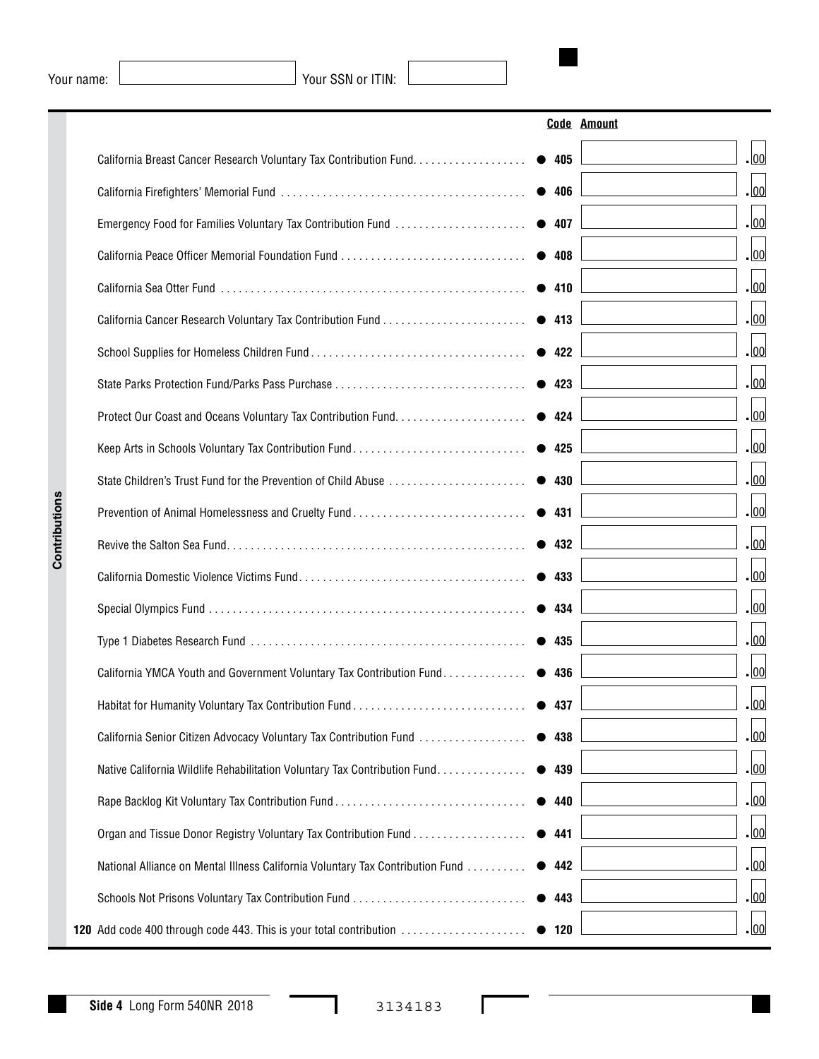Your name: ______ Your SSN or ITIN: ______

## Contributions

| | Code | Amount |
|---|---|---|
| California Breast Cancer Research Voluntary Tax Contribution Fund | ● 405 | .00 |
| California Firefighters' Memorial Fund | ● 406 | .00 |
| Emergency Food for Families Voluntary Tax Contribution Fund | ● 407 | .00 |
| California Peace Officer Memorial Foundation Fund | ● 408 | .00 |
| California Sea Otter Fund | ● 410 | .00 |
| California Cancer Research Voluntary Tax Contribution Fund | ● 413 | .00 |
| School Supplies for Homeless Children Fund | ● 422 | .00 |
| State Parks Protection Fund/Parks Pass Purchase | ● 423 | .00 |
| Protect Our Coast and Oceans Voluntary Tax Contribution Fund | ● 424 | .00 |
| Keep Arts in Schools Voluntary Tax Contribution Fund | ● 425 | .00 |
| State Children's Trust Fund for the Prevention of Child Abuse | ● 430 | .00 |
| Prevention of Animal Homelessness and Cruelty Fund | ● 431 | .00 |
| Revive the Salton Sea Fund | ● 432 | .00 |
| California Domestic Violence Victims Fund | ● 433 | .00 |
| Special Olympics Fund | ● 434 | .00 |
| Type 1 Diabetes Research Fund | ● 435 | .00 |
| California YMCA Youth and Government Voluntary Tax Contribution Fund | ● 436 | .00 |
| Habitat for Humanity Voluntary Tax Contribution Fund | ● 437 | .00 |
| California Senior Citizen Advocacy Voluntary Tax Contribution Fund | ● 438 | .00 |
| Native California Wildlife Rehabilitation Voluntary Tax Contribution Fund | ● 439 | .00 |
| Rape Backlog Kit Voluntary Tax Contribution Fund | ● 440 | .00 |
| Organ and Tissue Donor Registry Voluntary Tax Contribution Fund | ● 441 | .00 |
| National Alliance on Mental Illness California Voluntary Tax Contribution Fund | ● 442 | .00 |
| Schools Not Prisons Voluntary Tax Contribution Fund | ● 443 | .00 |
| **120** Add code 400 through code 443. This is your total contribution | ● 120 | .00 |

**Side 4** Long Form 540NR 2018

3134183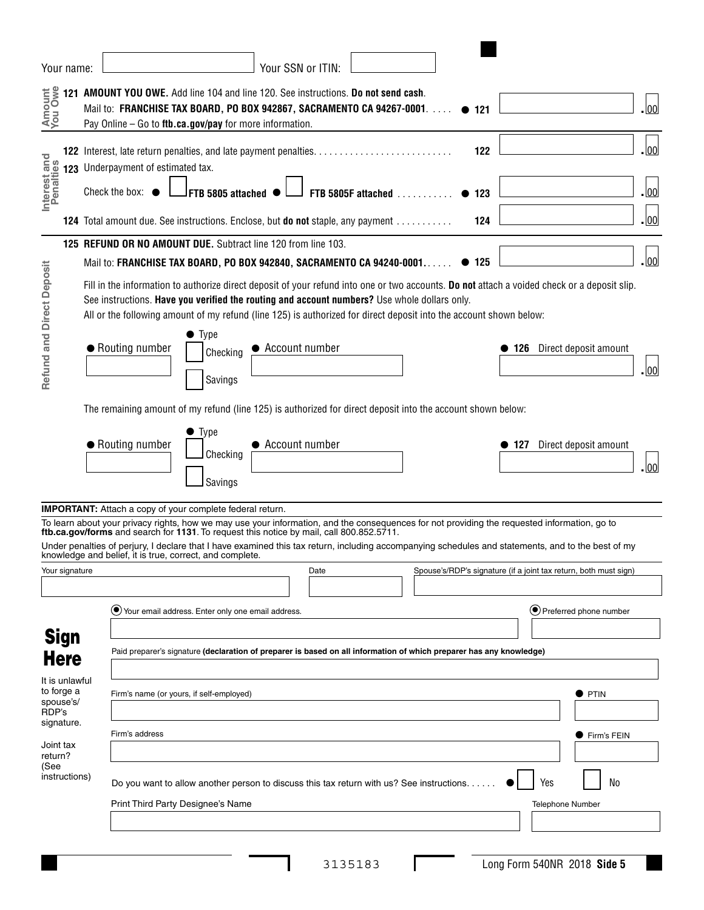Your name: ______ Your SSN or ITIN: ______

**Amount You Owe**

**121 AMOUNT YOU OWE.** Add line 104 and line 120. See instructions. **Do not send cash**.
Mail to: **FRANCHISE TAX BOARD, PO BOX 942867, SACRAMENTO CA 94267-0001**. . . . . ● 121 ______ .00
Pay Online – Go to **ftb.ca.gov/pay** for more information.

**Interest and Penalties**

122 Interest, late return penalties, and late payment penalties. . . . . . . . . . . . . . . . . . . . . . . . . . . . 122 ______ .00

123 Underpayment of estimated tax.
Check the box: ● ☐ **FTB 5805 attached** ● ☐ **FTB 5805F attached** . . . . . . . . . . . ● 123 ______ .00

124 Total amount due. See instructions. Enclose, but **do not** staple, any payment . . . . . . . . . . . 124 ______ .00

**Refund and Direct Deposit**

**125 REFUND OR NO AMOUNT DUE.** Subtract line 120 from line 103.
Mail to: **FRANCHISE TAX BOARD, PO BOX 942840, SACRAMENTO CA 94240-0001**. . . . . . ● 125 ______ .00

Fill in the information to authorize direct deposit of your refund into one or two accounts. **Do not** attach a voided check or a deposit slip. See instructions. **Have you verified the routing and account numbers?** Use whole dollars only.

All or the following amount of my refund (line 125) is authorized for direct deposit into the account shown below:

● Routing number ______ ● Type ☐ Checking ☐ Savings ● Account number ______ ● 126 Direct deposit amount ______ .00

The remaining amount of my refund (line 125) is authorized for direct deposit into the account shown below:

● Routing number ______ ● Type ☐ Checking ☐ Savings ● Account number ______ ● 127 Direct deposit amount ______ .00

**IMPORTANT:** Attach a copy of your complete federal return.

To learn about your privacy rights, how we may use your information, and the consequences for not providing the requested information, go to **ftb.ca.gov/forms** and search for **1131**. To request this notice by mail, call 800.852.5711.

Under penalties of perjury, I declare that I have examined this tax return, including accompanying schedules and statements, and to the best of my knowledge and belief, it is true, correct, and complete.

## Sign Here

It is unlawful to forge a spouse's/RDP's signature.

Joint tax return? (See instructions)

Your signature ______ Date ______ Spouse's/RDP's signature (if a joint tax return, both must sign) ______

● Your email address. Enter only one email address. ______ ● Preferred phone number ______

Paid preparer's signature **(declaration of preparer is based on all information of which preparer has any knowledge)** ______

Firm's name (or yours, if self-employed) ______ ● PTIN ______

Firm's address ______ ● Firm's FEIN ______

Do you want to allow another person to discuss this tax return with us? See instructions. . . . . . ● ☐ Yes ☐ No

Print Third Party Designee's Name ______ Telephone Number ______

3135183